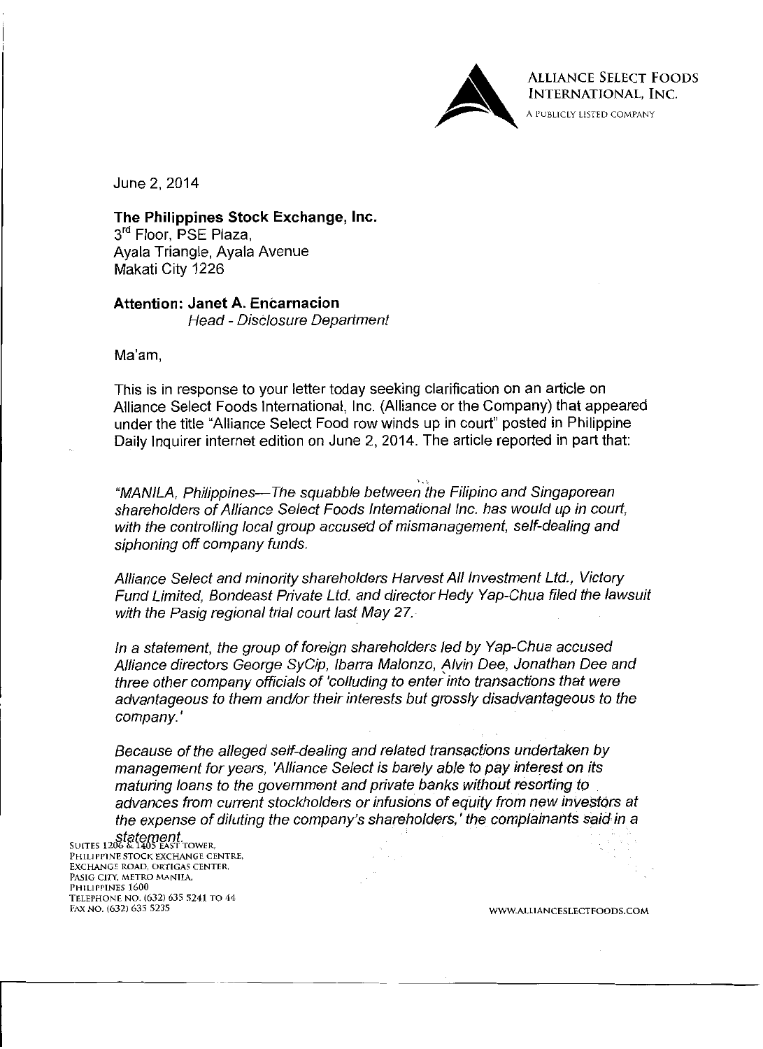**ALLIANCE SELECT FOODS INTERNATIONAL, INC.**
A PUBLICLY LISTED COMPANY

June 2, 2014

**The Philippines Stock Exchange, Inc.**
3rd Floor, PSE Plaza,
Ayala Triangle, Ayala Avenue
Makati City 1226

**Attention: Janet A. Encarnacion**
*Head - Disclosure Department*

Ma'am,

This is in response to your letter today seeking clarification on an article on Alliance Select Foods International, Inc. (Alliance or the Company) that appeared under the title "Alliance Select Food row winds up in court" posted in Philippine Daily Inquirer internet edition on June 2, 2014. The article reported in part that:

*"MANILA, Philippines—The squabble between the Filipino and Singaporean shareholders of Alliance Select Foods International Inc. has would up in court, with the controlling local group accused of mismanagement, self-dealing and siphoning off company funds.*

*Alliance Select and minority shareholders Harvest All Investment Ltd., Victory Fund Limited, Bondeast Private Ltd. and director Hedy Yap-Chua filed the lawsuit with the Pasig regional trial court last May 27.*

*In a statement, the group of foreign shareholders led by Yap-Chua accused Alliance directors George SyCip, Ibarra Malonzo, Alvin Dee, Jonathan Dee and three other company officials of 'colluding to enter into transactions that were advantageous to them and/or their interests but grossly disadvantageous to the company.'*

*Because of the alleged self-dealing and related transactions undertaken by management for years, 'Alliance Select is barely able to pay interest on its maturing loans to the government and private banks without resorting to advances from current stockholders or infusions of equity from new investors at the expense of diluting the company's shareholders,' the complainants said in a statement.*

SUITES 1206 & 1405 EAST TOWER,
PHILIPPINE STOCK EXCHANGE CENTRE,
EXCHANGE ROAD, ORTIGAS CENTER,
PASIG CITY, METRO MANILA,
PHILIPPINES 1600
TELEPHONE NO. (632) 635 5241 TO 44
FAX NO. (632) 635 5235

WWW.ALLIANCESELECTFOODS.COM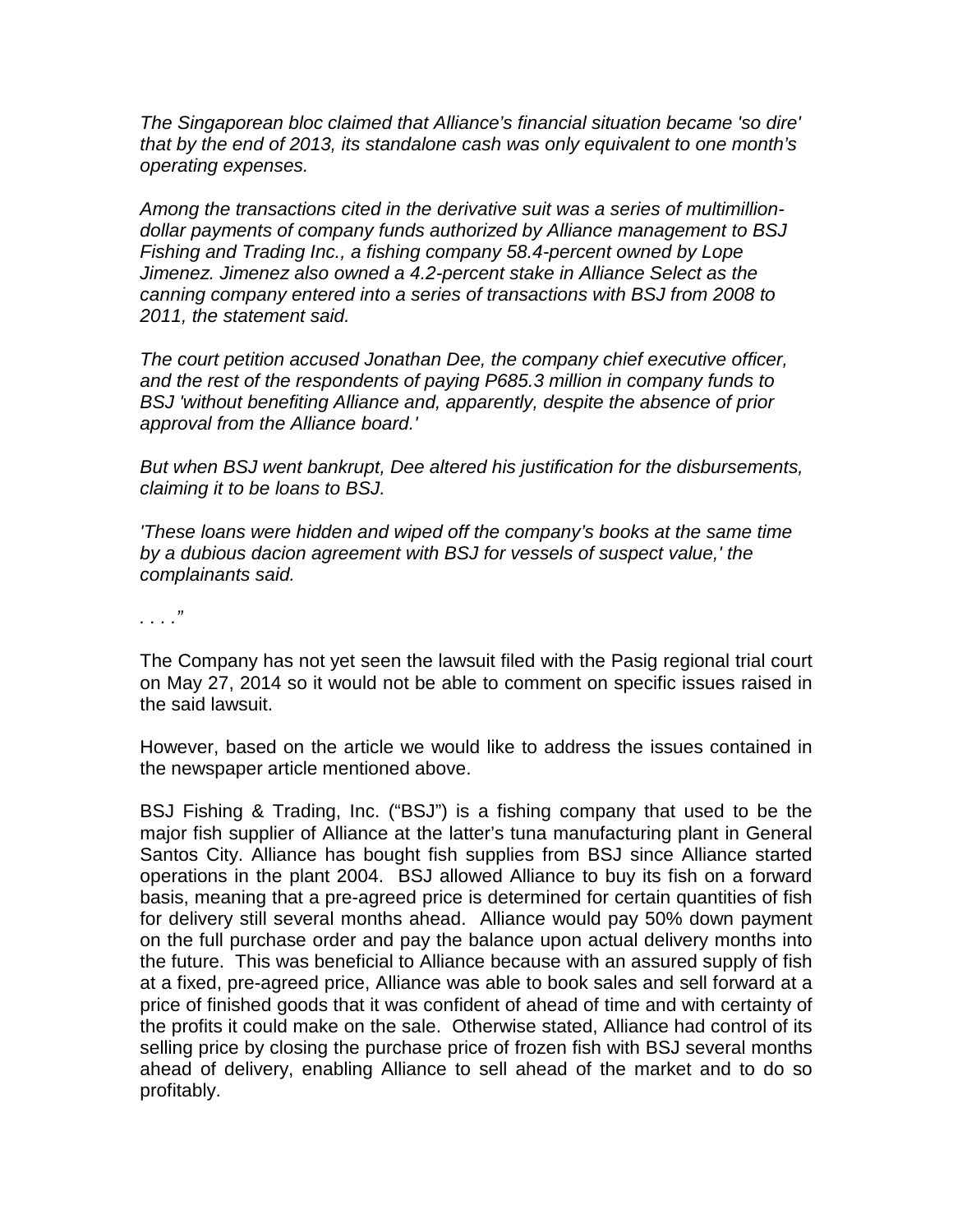*The Singaporean bloc claimed that Alliance's financial situation became 'so dire' that by the end of 2013, its standalone cash was only equivalent to one month's operating expenses.*

*Among the transactions cited in the derivative suit was a series of multimillion-dollar payments of company funds authorized by Alliance management to BSJ Fishing and Trading Inc., a fishing company 58.4-percent owned by Lope Jimenez. Jimenez also owned a 4.2-percent stake in Alliance Select as the canning company entered into a series of transactions with BSJ from 2008 to 2011, the statement said.*

*The court petition accused Jonathan Dee, the company chief executive officer, and the rest of the respondents of paying P685.3 million in company funds to BSJ 'without benefiting Alliance and, apparently, despite the absence of prior approval from the Alliance board.'*

*But when BSJ went bankrupt, Dee altered his justification for the disbursements, claiming it to be loans to BSJ.*

*'These loans were hidden and wiped off the company's books at the same time by a dubious dacion agreement with BSJ for vessels of suspect value,' the complainants said.*

*. . . ."*

The Company has not yet seen the lawsuit filed with the Pasig regional trial court on May 27, 2014 so it would not be able to comment on specific issues raised in the said lawsuit.

However, based on the article we would like to address the issues contained in the newspaper article mentioned above.

BSJ Fishing & Trading, Inc. ("BSJ") is a fishing company that used to be the major fish supplier of Alliance at the latter's tuna manufacturing plant in General Santos City. Alliance has bought fish supplies from BSJ since Alliance started operations in the plant 2004. BSJ allowed Alliance to buy its fish on a forward basis, meaning that a pre-agreed price is determined for certain quantities of fish for delivery still several months ahead. Alliance would pay 50% down payment on the full purchase order and pay the balance upon actual delivery months into the future. This was beneficial to Alliance because with an assured supply of fish at a fixed, pre-agreed price, Alliance was able to book sales and sell forward at a price of finished goods that it was confident of ahead of time and with certainty of the profits it could make on the sale. Otherwise stated, Alliance had control of its selling price by closing the purchase price of frozen fish with BSJ several months ahead of delivery, enabling Alliance to sell ahead of the market and to do so profitably.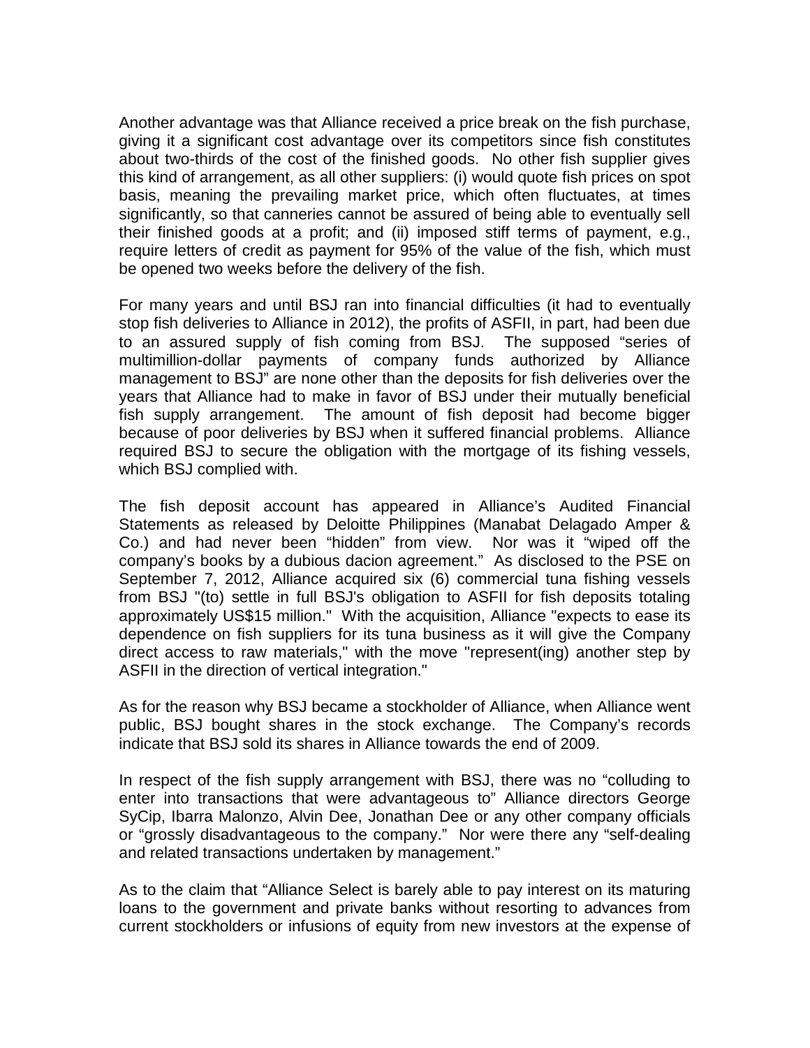Another advantage was that Alliance received a price break on the fish purchase, giving it a significant cost advantage over its competitors since fish constitutes about two-thirds of the cost of the finished goods. No other fish supplier gives this kind of arrangement, as all other suppliers: (i) would quote fish prices on spot basis, meaning the prevailing market price, which often fluctuates, at times significantly, so that canneries cannot be assured of being able to eventually sell their finished goods at a profit; and (ii) imposed stiff terms of payment, e.g., require letters of credit as payment for 95% of the value of the fish, which must be opened two weeks before the delivery of the fish.

For many years and until BSJ ran into financial difficulties (it had to eventually stop fish deliveries to Alliance in 2012), the profits of ASFII, in part, had been due to an assured supply of fish coming from BSJ. The supposed "series of multimillion-dollar payments of company funds authorized by Alliance management to BSJ" are none other than the deposits for fish deliveries over the years that Alliance had to make in favor of BSJ under their mutually beneficial fish supply arrangement. The amount of fish deposit had become bigger because of poor deliveries by BSJ when it suffered financial problems. Alliance required BSJ to secure the obligation with the mortgage of its fishing vessels, which BSJ complied with.

The fish deposit account has appeared in Alliance's Audited Financial Statements as released by Deloitte Philippines (Manabat Delagado Amper & Co.) and had never been "hidden" from view. Nor was it "wiped off the company's books by a dubious dacion agreement." As disclosed to the PSE on September 7, 2012, Alliance acquired six (6) commercial tuna fishing vessels from BSJ "(to) settle in full BSJ's obligation to ASFII for fish deposits totaling approximately US$15 million." With the acquisition, Alliance "expects to ease its dependence on fish suppliers for its tuna business as it will give the Company direct access to raw materials," with the move "represent(ing) another step by ASFII in the direction of vertical integration."

As for the reason why BSJ became a stockholder of Alliance, when Alliance went public, BSJ bought shares in the stock exchange. The Company's records indicate that BSJ sold its shares in Alliance towards the end of 2009.

In respect of the fish supply arrangement with BSJ, there was no "colluding to enter into transactions that were advantageous to" Alliance directors George SyCip, Ibarra Malonzo, Alvin Dee, Jonathan Dee or any other company officials or "grossly disadvantageous to the company." Nor were there any "self-dealing and related transactions undertaken by management."

As to the claim that "Alliance Select is barely able to pay interest on its maturing loans to the government and private banks without resorting to advances from current stockholders or infusions of equity from new investors at the expense of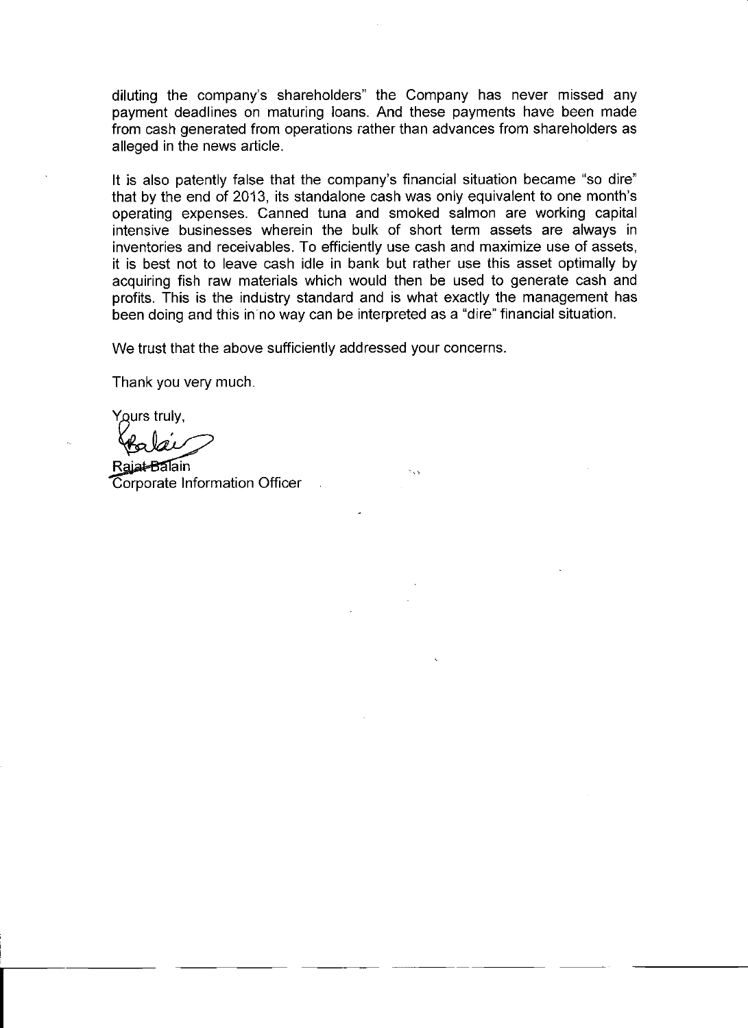diluting the company's shareholders" the Company has never missed any payment deadlines on maturing loans. And these payments have been made from cash generated from operations rather than advances from shareholders as alleged in the news article.

It is also patently false that the company's financial situation became "so dire" that by the end of 2013, its standalone cash was only equivalent to one month's operating expenses. Canned tuna and smoked salmon are working capital intensive businesses wherein the bulk of short term assets are always in inventories and receivables. To efficiently use cash and maximize use of assets, it is best not to leave cash idle in bank but rather use this asset optimally by acquiring fish raw materials which would then be used to generate cash and profits. This is the industry standard and is what exactly the management has been doing and this in no way can be interpreted as a "dire" financial situation.

We trust that the above sufficiently addressed your concerns.

Thank you very much.

Yours truly,

Rajat Balain
Corporate Information Officer